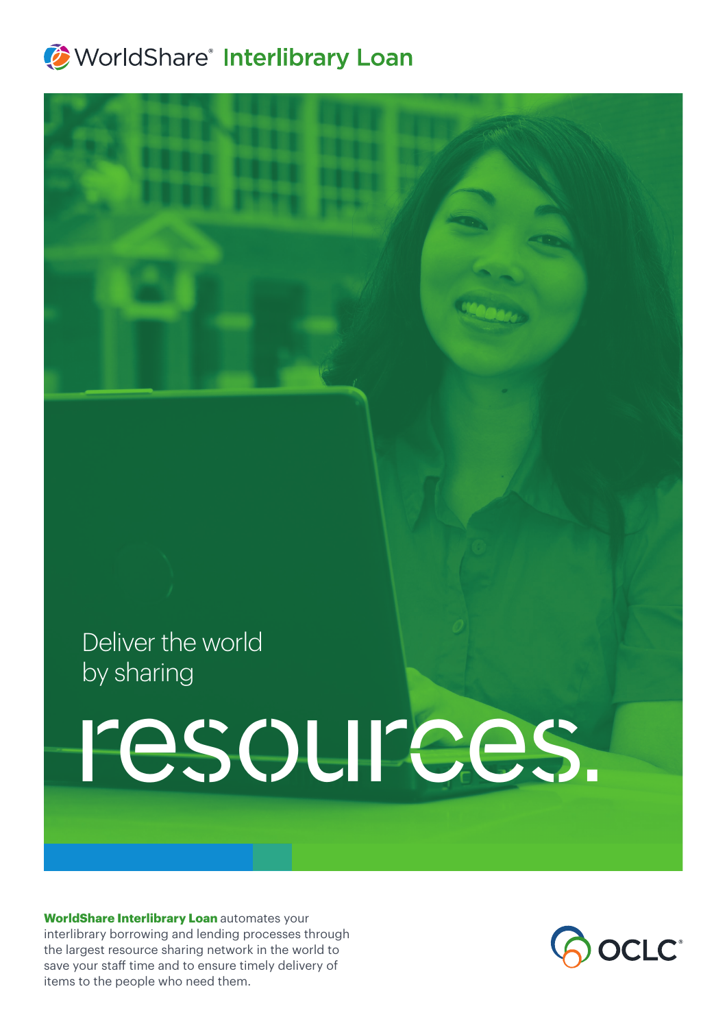# WorldShare® Interlibrary Loan

Deliver the world by sharing

resources.

**WorldShare Interlibrary Loan** automates your interlibrary borrowing and lending processes through the largest resource sharing network in the world to save your staff time and to ensure timely delivery of items to the people who need them.

OCLC®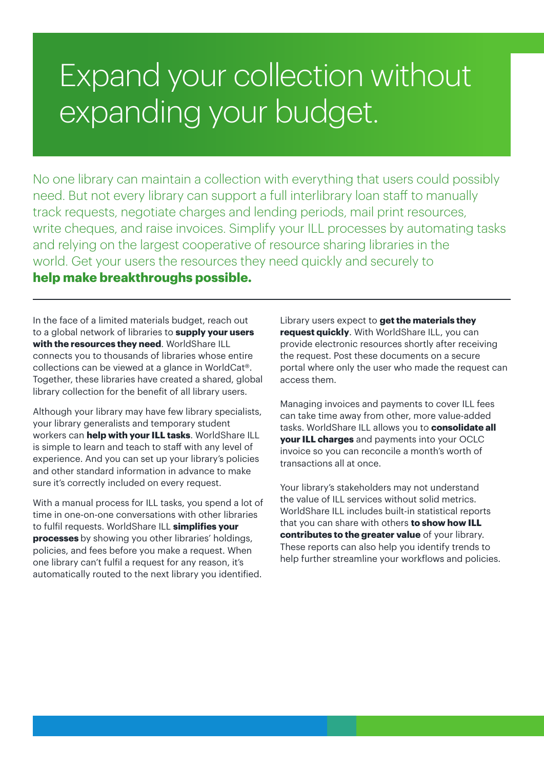# Expand your collection without expanding your budget.

No one library can maintain a collection with everything that users could possibly need. But not every library can support a full interlibrary loan staff to manually track requests, negotiate charges and lending periods, mail print resources, write cheques, and raise invoices. Simplify your ILL processes by automating tasks and relying on the largest cooperative of resource sharing libraries in the world. Get your users the resources they need quickly and securely to **help make breakthroughs possible.**

---

In the face of a limited materials budget, reach out to a global network of libraries to **supply your users with the resources they need**. WorldShare ILL connects you to thousands of libraries whose entire collections can be viewed at a glance in WorldCat®. Together, these libraries have created a shared, global library collection for the benefit of all library users.

Although your library may have few library specialists, your library generalists and temporary student workers can **help with your ILL tasks**. WorldShare ILL is simple to learn and teach to staff with any level of experience. And you can set up your library's policies and other standard information in advance to make sure it's correctly included on every request.

With a manual process for ILL tasks, you spend a lot of time in one-on-one conversations with other libraries to fulfil requests. WorldShare ILL **simplifies your processes** by showing you other libraries' holdings, policies, and fees before you make a request. When one library can't fulfil a request for any reason, it's automatically routed to the next library you identified.

Library users expect to **get the materials they request quickly**. With WorldShare ILL, you can provide electronic resources shortly after receiving the request. Post these documents on a secure portal where only the user who made the request can access them.

Managing invoices and payments to cover ILL fees can take time away from other, more value-added tasks. WorldShare ILL allows you to **consolidate all your ILL charges** and payments into your OCLC invoice so you can reconcile a month's worth of transactions all at once.

Your library's stakeholders may not understand the value of ILL services without solid metrics. WorldShare ILL includes built-in statistical reports that you can share with others **to show how ILL contributes to the greater value** of your library. These reports can also help you identify trends to help further streamline your workflows and policies.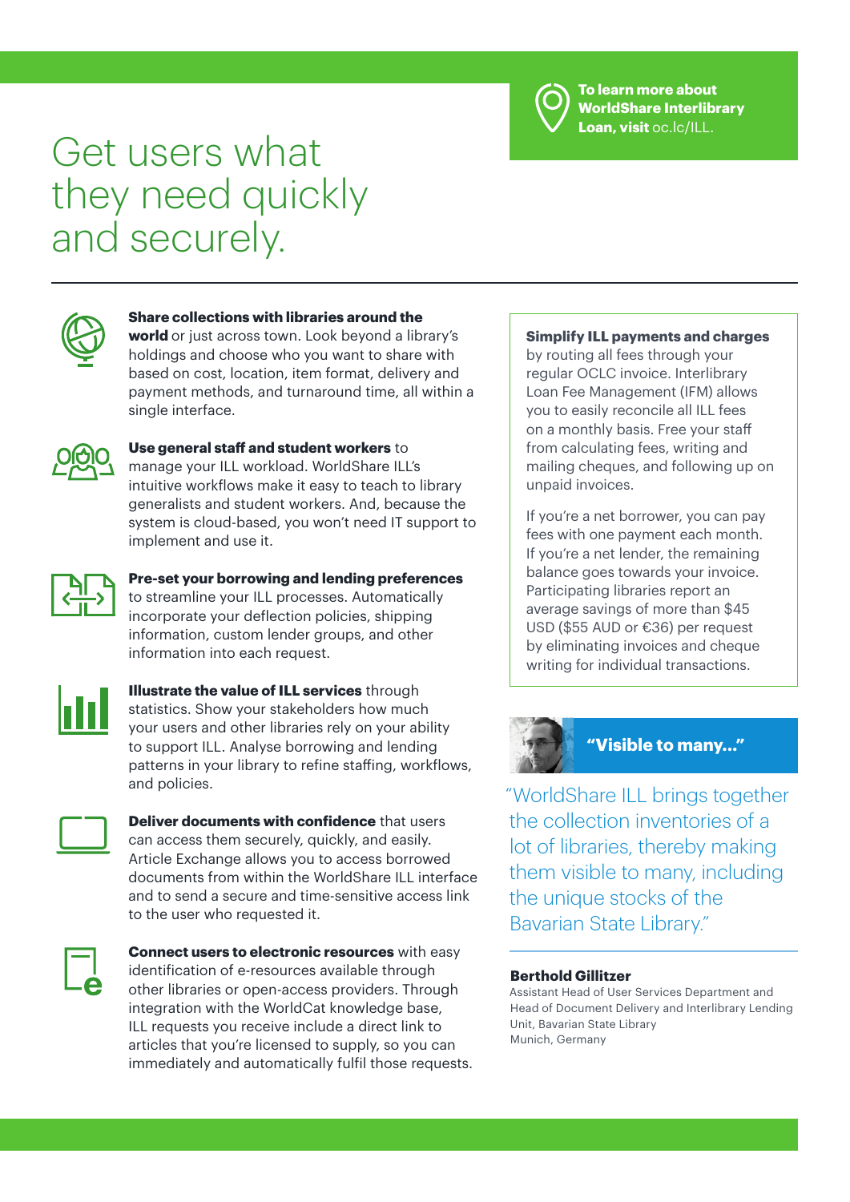# Get users what they need quickly and securely.

**To learn more about WorldShare Interlibrary Loan, visit** oc.lc/ILL.

**Share collections with libraries around the world** or just across town. Look beyond a library's holdings and choose who you want to share with based on cost, location, item format, delivery and payment methods, and turnaround time, all within a single interface.

**Use general staff and student workers** to manage your ILL workload. WorldShare ILL's intuitive workflows make it easy to teach to library generalists and student workers. And, because the system is cloud-based, you won't need IT support to implement and use it.

**Pre-set your borrowing and lending preferences** to streamline your ILL processes. Automatically incorporate your deflection policies, shipping information, custom lender groups, and other information into each request.

**Illustrate the value of ILL services** through statistics. Show your stakeholders how much your users and other libraries rely on your ability to support ILL. Analyse borrowing and lending patterns in your library to refine staffing, workflows, and policies.

**Deliver documents with confidence** that users can access them securely, quickly, and easily. Article Exchange allows you to access borrowed documents from within the WorldShare ILL interface and to send a secure and time-sensitive access link to the user who requested it.

**Connect users to electronic resources** with easy identification of e-resources available through other libraries or open-access providers. Through integration with the WorldCat knowledge base, ILL requests you receive include a direct link to articles that you're licensed to supply, so you can immediately and automatically fulfil those requests.

**Simplify ILL payments and charges** by routing all fees through your regular OCLC invoice. Interlibrary Loan Fee Management (IFM) allows you to easily reconcile all ILL fees on a monthly basis. Free your staff from calculating fees, writing and mailing cheques, and following up on unpaid invoices.

If you're a net borrower, you can pay fees with one payment each month. If you're a net lender, the remaining balance goes towards your invoice. Participating libraries report an average savings of more than $45 USD ($55 AUD or €36) per request by eliminating invoices and cheque writing for individual transactions.

**"Visible to many..."**

"WorldShare ILL brings together the collection inventories of a lot of libraries, thereby making them visible to many, including the unique stocks of the Bavarian State Library."

**Berthold Gillitzer**
Assistant Head of User Services Department and Head of Document Delivery and Interlibrary Lending Unit, Bavarian State Library
Munich, Germany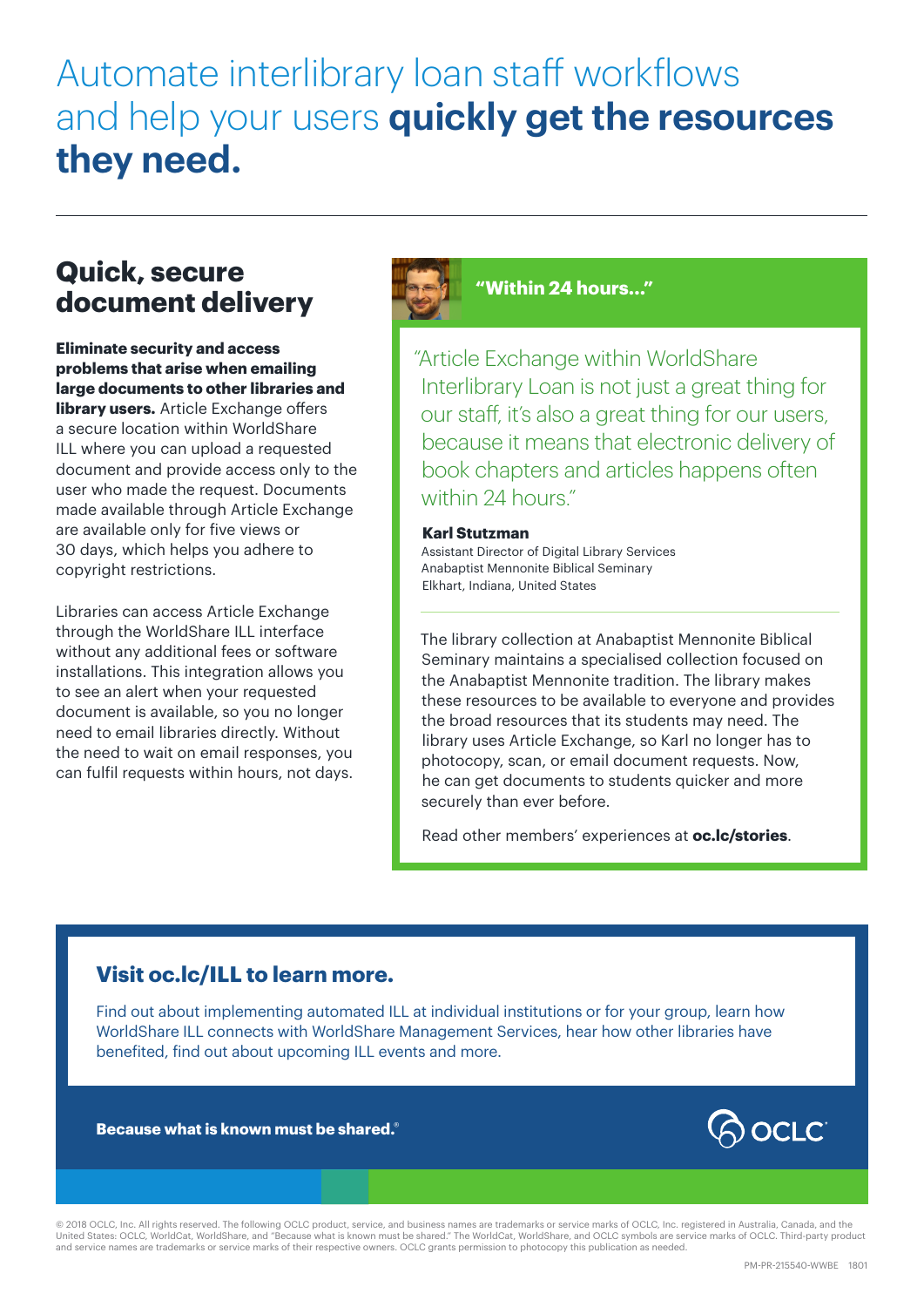# Automate interlibrary loan staff workflows and help your users **quickly get the resources they need.**

## Quick, secure document delivery

**Eliminate security and access problems that arise when emailing large documents to other libraries and library users.** Article Exchange offers a secure location within WorldShare ILL where you can upload a requested document and provide access only to the user who made the request. Documents made available through Article Exchange are available only for five views or 30 days, which helps you adhere to copyright restrictions.

Libraries can access Article Exchange through the WorldShare ILL interface without any additional fees or software installations. This integration allows you to see an alert when your requested document is available, so you no longer need to email libraries directly. Without the need to wait on email responses, you can fulfil requests within hours, not days.

### "Within 24 hours..."

"Article Exchange within WorldShare Interlibrary Loan is not just a great thing for our staff, it's also a great thing for our users, because it means that electronic delivery of book chapters and articles happens often within 24 hours."

**Karl Stutzman**
Assistant Director of Digital Library Services
Anabaptist Mennonite Biblical Seminary
Elkhart, Indiana, United States

The library collection at Anabaptist Mennonite Biblical Seminary maintains a specialised collection focused on the Anabaptist Mennonite tradition. The library makes these resources to be available to everyone and provides the broad resources that its students may need. The library uses Article Exchange, so Karl no longer has to photocopy, scan, or email document requests. Now, he can get documents to students quicker and more securely than ever before.

Read other members' experiences at **oc.lc/stories**.

## Visit oc.lc/ILL to learn more.

Find out about implementing automated ILL at individual institutions or for your group, learn how WorldShare ILL connects with WorldShare Management Services, hear how other libraries have benefited, find out about upcoming ILL events and more.

**Because what is known must be shared.®**

OCLC

© 2018 OCLC, Inc. All rights reserved. The following OCLC product, service, and business names are trademarks or service marks of OCLC, Inc. registered in Australia, Canada, and the United States: OCLC, WorldCat, WorldShare, and "Because what is known must be shared." The WorldCat, WorldShare, and OCLC symbols are service marks of OCLC. Third-party product and service names are trademarks or service marks of their respective owners. OCLC grants permission to photocopy this publication as needed.

PM-PR-215540-WWBE 1801